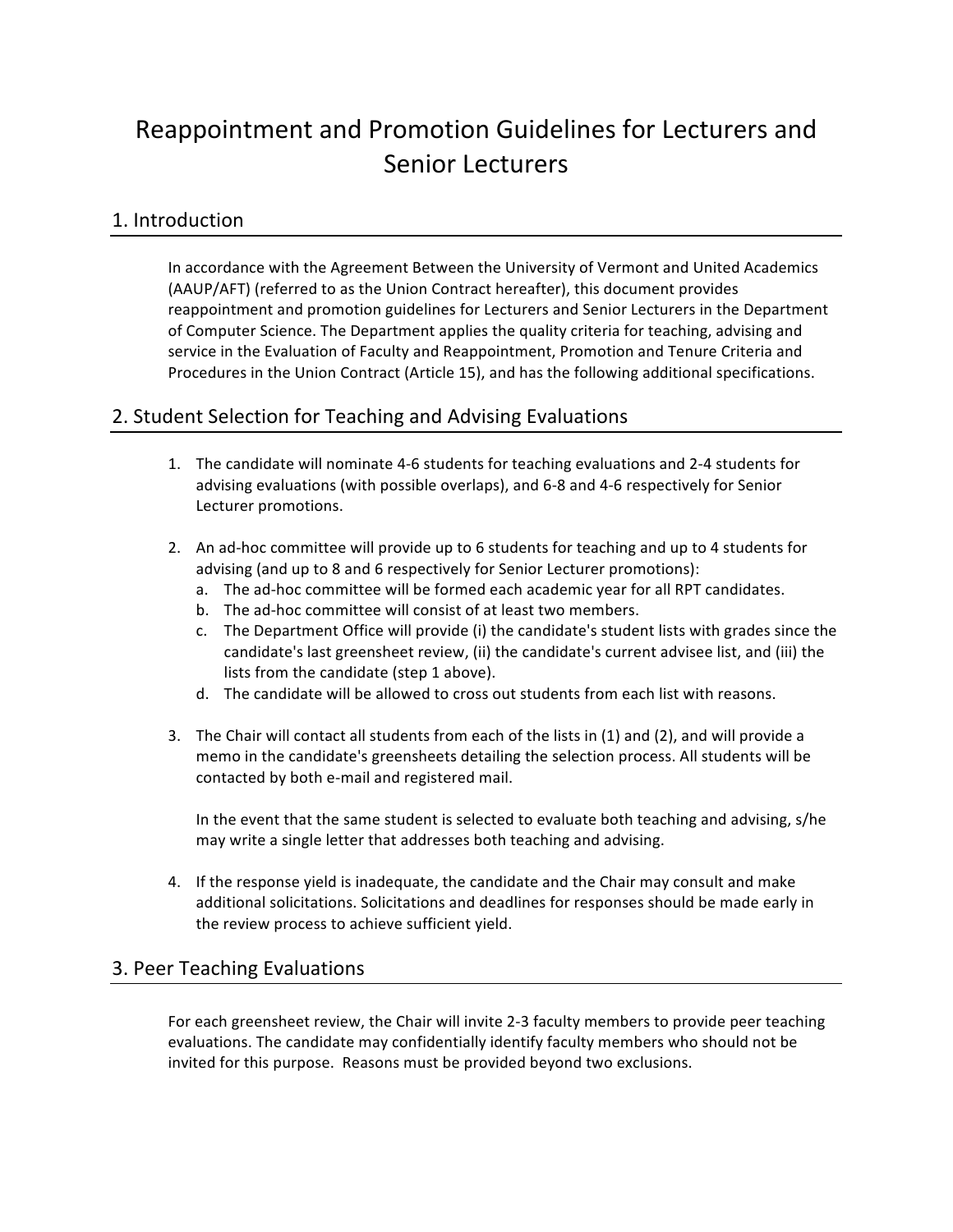# Reappointment and Promotion Guidelines for Lecturers and Senior Lecturers

## 1. Introduction

In accordance with the Agreement Between the University of Vermont and United Academics (AAUP/AFT) (referred to as the Union Contract hereafter), this document provides reappointment and promotion guidelines for Lecturers and Senior Lecturers in the Department of Computer Science. The Department applies the quality criteria for teaching, advising and service in the Evaluation of Faculty and Reappointment, Promotion and Tenure Criteria and Procedures in the Union Contract (Article 15), and has the following additional specifications.

## 2. Student Selection for Teaching and Advising Evaluations

1. The candidate will nominate 4-6 students for teaching evaluations and 2-4 students for advising evaluations (with possible overlaps), and 6-8 and 4-6 respectively for Senior Lecturer promotions.

2. An ad-hoc committee will provide up to 6 students for teaching and up to 4 students for advising (and up to 8 and 6 respectively for Senior Lecturer promotions):
   a. The ad-hoc committee will be formed each academic year for all RPT candidates.
   b. The ad-hoc committee will consist of at least two members.
   c. The Department Office will provide (i) the candidate's student lists with grades since the candidate's last greensheet review, (ii) the candidate's current advisee list, and (iii) the lists from the candidate (step 1 above).
   d. The candidate will be allowed to cross out students from each list with reasons.

3. The Chair will contact all students from each of the lists in (1) and (2), and will provide a memo in the candidate's greensheets detailing the selection process. All students will be contacted by both e-mail and registered mail.

   In the event that the same student is selected to evaluate both teaching and advising, s/he may write a single letter that addresses both teaching and advising.

4. If the response yield is inadequate, the candidate and the Chair may consult and make additional solicitations. Solicitations and deadlines for responses should be made early in the review process to achieve sufficient yield.

## 3. Peer Teaching Evaluations

For each greensheet review, the Chair will invite 2-3 faculty members to provide peer teaching evaluations. The candidate may confidentially identify faculty members who should not be invited for this purpose. Reasons must be provided beyond two exclusions.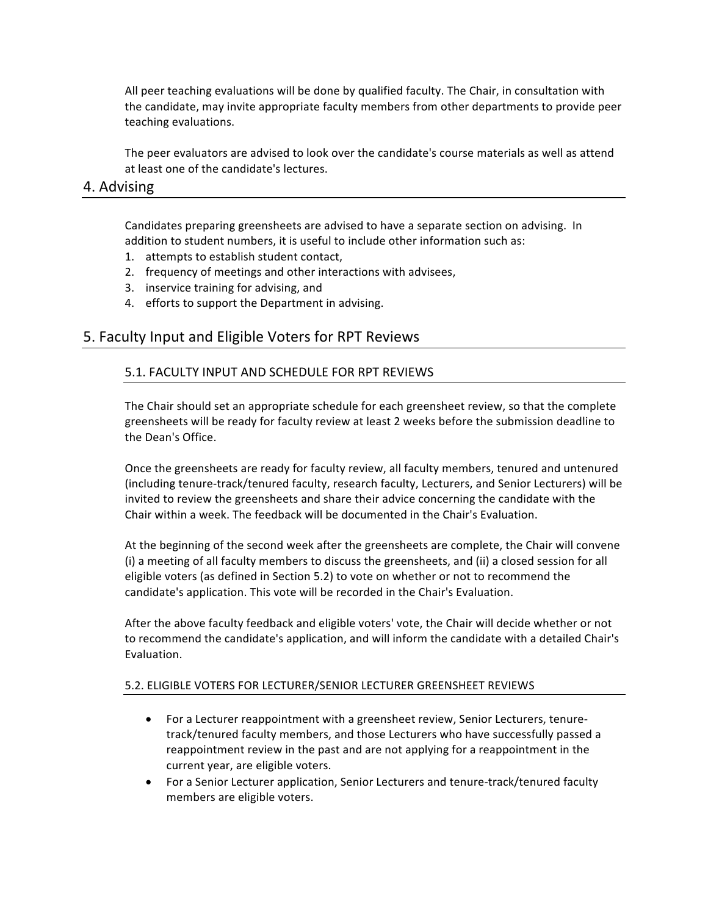All peer teaching evaluations will be done by qualified faculty. The Chair, in consultation with the candidate, may invite appropriate faculty members from other departments to provide peer teaching evaluations.

The peer evaluators are advised to look over the candidate's course materials as well as attend at least one of the candidate's lectures.

## 4. Advising

Candidates preparing greensheets are advised to have a separate section on advising. In addition to student numbers, it is useful to include other information such as:

1. attempts to establish student contact,
2. frequency of meetings and other interactions with advisees,
3. inservice training for advising, and
4. efforts to support the Department in advising.

## 5. Faculty Input and Eligible Voters for RPT Reviews

### 5.1. FACULTY INPUT AND SCHEDULE FOR RPT REVIEWS

The Chair should set an appropriate schedule for each greensheet review, so that the complete greensheets will be ready for faculty review at least 2 weeks before the submission deadline to the Dean's Office.

Once the greensheets are ready for faculty review, all faculty members, tenured and untenured (including tenure-track/tenured faculty, research faculty, Lecturers, and Senior Lecturers) will be invited to review the greensheets and share their advice concerning the candidate with the Chair within a week. The feedback will be documented in the Chair's Evaluation.

At the beginning of the second week after the greensheets are complete, the Chair will convene (i) a meeting of all faculty members to discuss the greensheets, and (ii) a closed session for all eligible voters (as defined in Section 5.2) to vote on whether or not to recommend the candidate's application. This vote will be recorded in the Chair's Evaluation.

After the above faculty feedback and eligible voters' vote, the Chair will decide whether or not to recommend the candidate's application, and will inform the candidate with a detailed Chair's Evaluation.

### 5.2. ELIGIBLE VOTERS FOR LECTURER/SENIOR LECTURER GREENSHEET REVIEWS

- For a Lecturer reappointment with a greensheet review, Senior Lecturers, tenure-track/tenured faculty members, and those Lecturers who have successfully passed a reappointment review in the past and are not applying for a reappointment in the current year, are eligible voters.
- For a Senior Lecturer application, Senior Lecturers and tenure-track/tenured faculty members are eligible voters.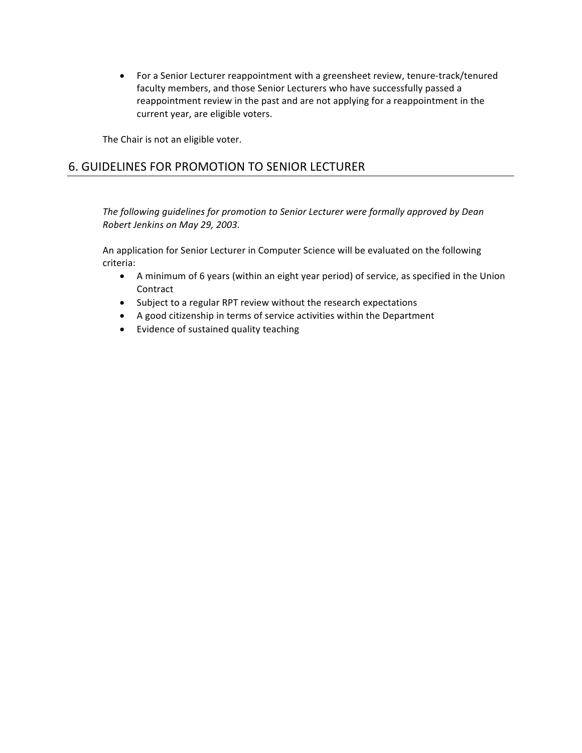- For a Senior Lecturer reappointment with a greensheet review, tenure-track/tenured faculty members, and those Senior Lecturers who have successfully passed a reappointment review in the past and are not applying for a reappointment in the current year, are eligible voters.

The Chair is not an eligible voter.

## 6. GUIDELINES FOR PROMOTION TO SENIOR LECTURER

*The following guidelines for promotion to Senior Lecturer were formally approved by Dean Robert Jenkins on May 29, 2003.*

An application for Senior Lecturer in Computer Science will be evaluated on the following criteria:

- A minimum of 6 years (within an eight year period) of service, as specified in the Union Contract
- Subject to a regular RPT review without the research expectations
- A good citizenship in terms of service activities within the Department
- Evidence of sustained quality teaching